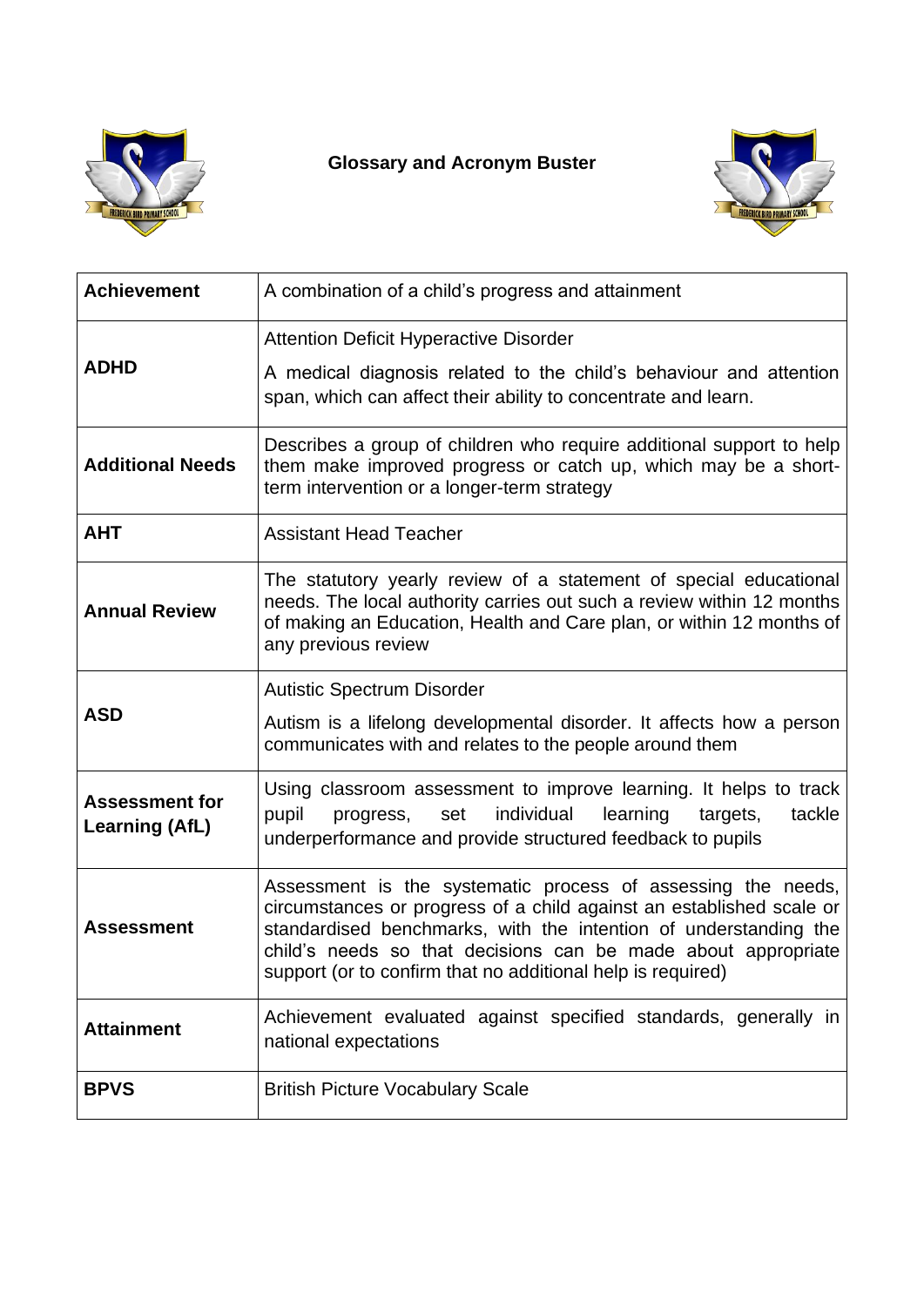# Glossary and Acronym Buster

| | |
|---|---|
| **Achievement** | A combination of a child's progress and attainment |
| **ADHD** | Attention Deficit Hyperactive Disorder<br><br>A medical diagnosis related to the child's behaviour and attention span, which can affect their ability to concentrate and learn. |
| **Additional Needs** | Describes a group of children who require additional support to help them make improved progress or catch up, which may be a short-term intervention or a longer-term strategy |
| **AHT** | Assistant Head Teacher |
| **Annual Review** | The statutory yearly review of a statement of special educational needs. The local authority carries out such a review within 12 months of making an Education, Health and Care plan, or within 12 months of any previous review |
| **ASD** | Autistic Spectrum Disorder<br><br>Autism is a lifelong developmental disorder. It affects how a person communicates with and relates to the people around them |
| **Assessment for Learning (AfL)** | Using classroom assessment to improve learning. It helps to track pupil progress, set individual learning targets, tackle underperformance and provide structured feedback to pupils |
| **Assessment** | Assessment is the systematic process of assessing the needs, circumstances or progress of a child against an established scale or standardised benchmarks, with the intention of understanding the child's needs so that decisions can be made about appropriate support (or to confirm that no additional help is required) |
| **Attainment** | Achievement evaluated against specified standards, generally in national expectations |
| **BPVS** | British Picture Vocabulary Scale |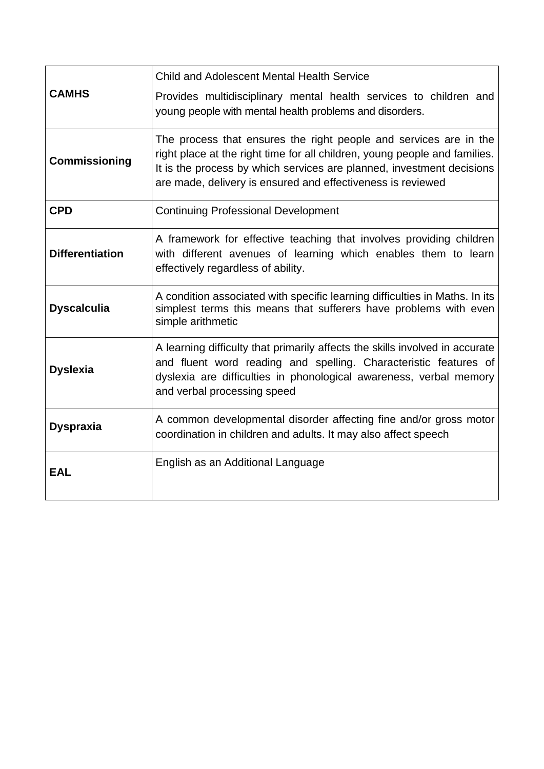| | |
|---|---|
| **CAMHS** | Child and Adolescent Mental Health Service<br>Provides multidisciplinary mental health services to children and young people with mental health problems and disorders. |
| **Commissioning** | The process that ensures the right people and services are in the right place at the right time for all children, young people and families. It is the process by which services are planned, investment decisions are made, delivery is ensured and effectiveness is reviewed |
| **CPD** | Continuing Professional Development |
| **Differentiation** | A framework for effective teaching that involves providing children with different avenues of learning which enables them to learn effectively regardless of ability. |
| **Dyscalculia** | A condition associated with specific learning difficulties in Maths. In its simplest terms this means that sufferers have problems with even simple arithmetic |
| **Dyslexia** | A learning difficulty that primarily affects the skills involved in accurate and fluent word reading and spelling. Characteristic features of dyslexia are difficulties in phonological awareness, verbal memory and verbal processing speed |
| **Dyspraxia** | A common developmental disorder affecting fine and/or gross motor coordination in children and adults. It may also affect speech |
| **EAL** | English as an Additional Language |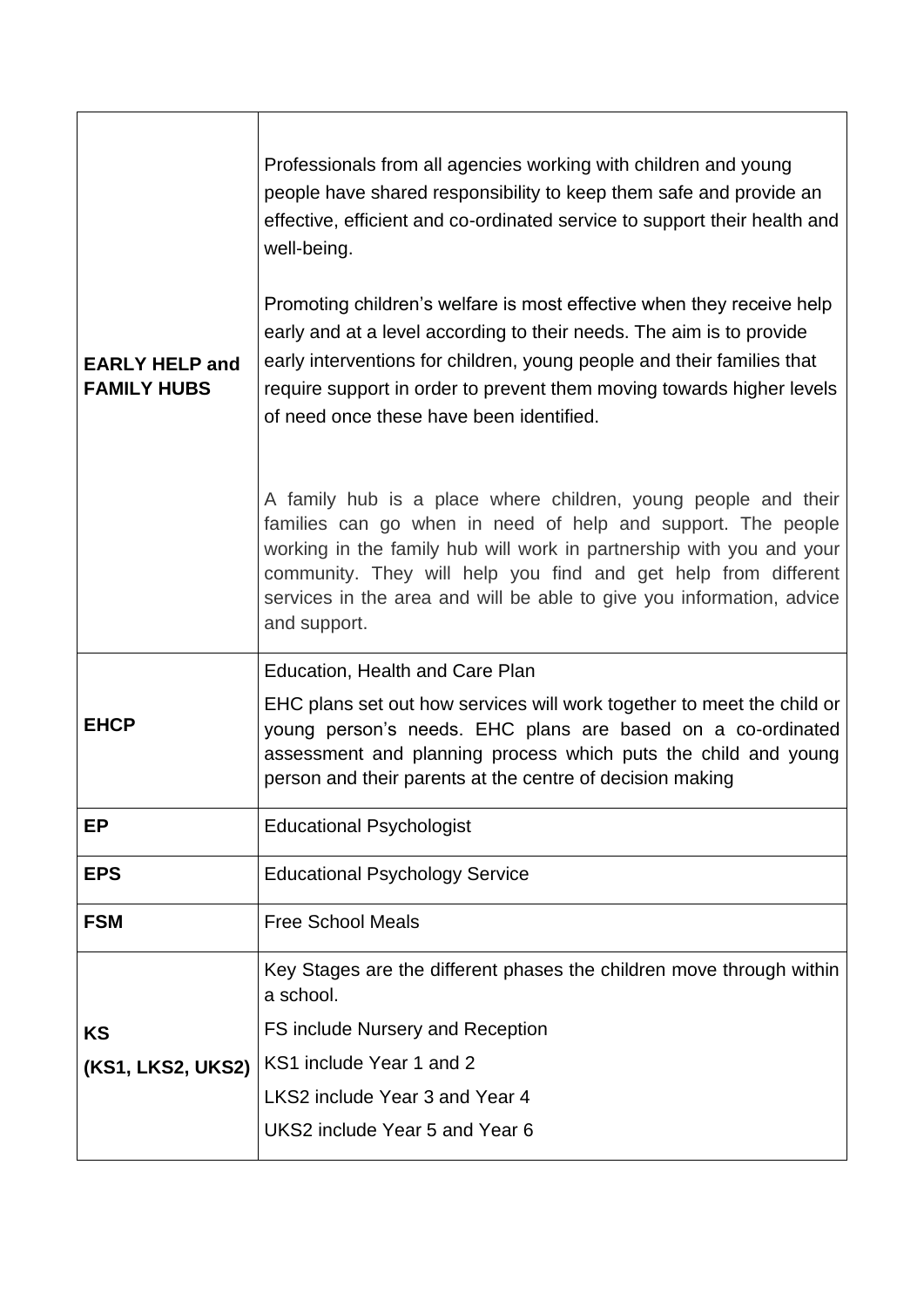| | |
|---|---|
| **EARLY HELP and FAMILY HUBS** | Professionals from all agencies working with children and young people have shared responsibility to keep them safe and provide an effective, efficient and co-ordinated service to support their health and well-being.<br><br>Promoting children's welfare is most effective when they receive help early and at a level according to their needs. The aim is to provide early interventions for children, young people and their families that require support in order to prevent them moving towards higher levels of need once these have been identified.<br><br>A family hub is a place where children, young people and their families can go when in need of help and support. The people working in the family hub will work in partnership with you and your community. They will help you find and get help from different services in the area and will be able to give you information, advice and support. |
| **EHCP** | Education, Health and Care Plan<br><br>EHC plans set out how services will work together to meet the child or young person's needs. EHC plans are based on a co-ordinated assessment and planning process which puts the child and young person and their parents at the centre of decision making |
| **EP** | Educational Psychologist |
| **EPS** | Educational Psychology Service |
| **FSM** | Free School Meals |
| **KS (KS1, LKS2, UKS2)** | Key Stages are the different phases the children move through within a school.<br><br>FS include Nursery and Reception<br><br>KS1 include Year 1 and 2<br><br>LKS2 include Year 3 and Year 4<br><br>UKS2 include Year 5 and Year 6 |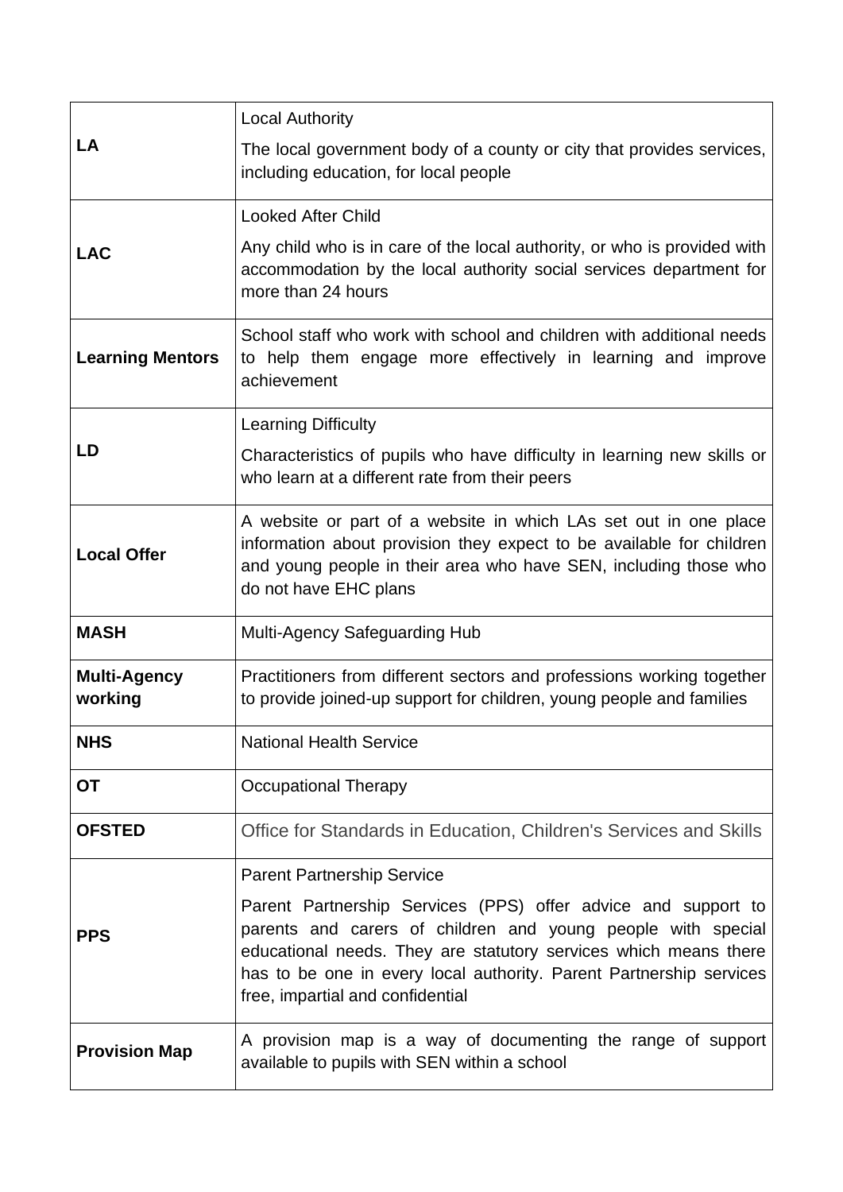| | |
|---|---|
| **LA** | Local Authority<br><br>The local government body of a county or city that provides services, including education, for local people |
| **LAC** | Looked After Child<br><br>Any child who is in care of the local authority, or who is provided with accommodation by the local authority social services department for more than 24 hours |
| **Learning Mentors** | School staff who work with school and children with additional needs to help them engage more effectively in learning and improve achievement |
| **LD** | Learning Difficulty<br><br>Characteristics of pupils who have difficulty in learning new skills or who learn at a different rate from their peers |
| **Local Offer** | A website or part of a website in which LAs set out in one place information about provision they expect to be available for children and young people in their area who have SEN, including those who do not have EHC plans |
| **MASH** | Multi-Agency Safeguarding Hub |
| **Multi-Agency working** | Practitioners from different sectors and professions working together to provide joined-up support for children, young people and families |
| **NHS** | National Health Service |
| **OT** | Occupational Therapy |
| **OFSTED** | Office for Standards in Education, Children's Services and Skills |
| **PPS** | Parent Partnership Service<br><br>Parent Partnership Services (PPS) offer advice and support to parents and carers of children and young people with special educational needs. They are statutory services which means there has to be one in every local authority. Parent Partnership services free, impartial and confidential |
| **Provision Map** | A provision map is a way of documenting the range of support available to pupils with SEN within a school |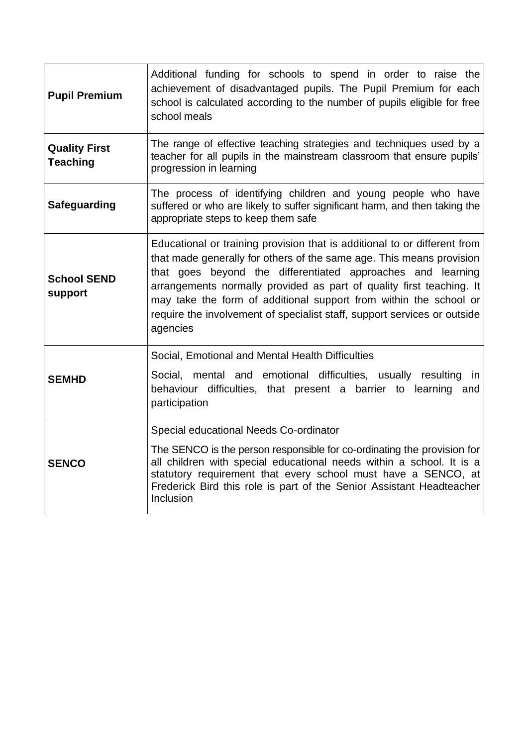| | |
|---|---|
| **Pupil Premium** | Additional funding for schools to spend in order to raise the achievement of disadvantaged pupils. The Pupil Premium for each school is calculated according to the number of pupils eligible for free school meals |
| **Quality First Teaching** | The range of effective teaching strategies and techniques used by a teacher for all pupils in the mainstream classroom that ensure pupils' progression in learning |
| **Safeguarding** | The process of identifying children and young people who have suffered or who are likely to suffer significant harm, and then taking the appropriate steps to keep them safe |
| **School SEND support** | Educational or training provision that is additional to or different from that made generally for others of the same age. This means provision that goes beyond the differentiated approaches and learning arrangements normally provided as part of quality first teaching. It may take the form of additional support from within the school or require the involvement of specialist staff, support services or outside agencies |
| **SEMHD** | Social, Emotional and Mental Health Difficulties<br><br>Social, mental and emotional difficulties, usually resulting in behaviour difficulties, that present a barrier to learning and participation |
| **SENCO** | Special educational Needs Co-ordinator<br><br>The SENCO is the person responsible for co-ordinating the provision for all children with special educational needs within a school. It is a statutory requirement that every school must have a SENCO, at Frederick Bird this role is part of the Senior Assistant Headteacher Inclusion |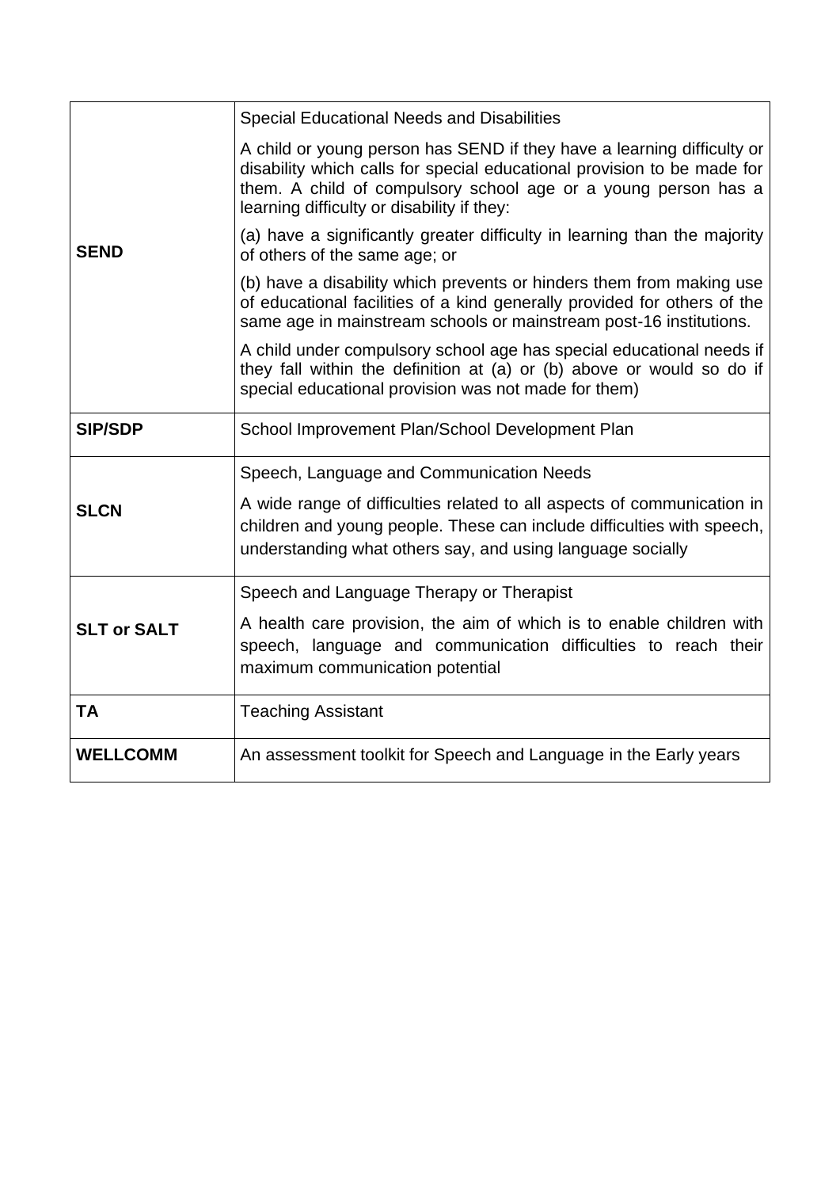| | |
|---|---|
| **SEND** | Special Educational Needs and Disabilities<br><br>A child or young person has SEND if they have a learning difficulty or disability which calls for special educational provision to be made for them. A child of compulsory school age or a young person has a learning difficulty or disability if they:<br><br>(a) have a significantly greater difficulty in learning than the majority of others of the same age; or<br><br>(b) have a disability which prevents or hinders them from making use of educational facilities of a kind generally provided for others of the same age in mainstream schools or mainstream post-16 institutions.<br><br>A child under compulsory school age has special educational needs if they fall within the definition at (a) or (b) above or would so do if special educational provision was not made for them) |
| **SIP/SDP** | School Improvement Plan/School Development Plan |
| **SLCN** | Speech, Language and Communication Needs<br><br>A wide range of difficulties related to all aspects of communication in children and young people. These can include difficulties with speech, understanding what others say, and using language socially |
| **SLT or SALT** | Speech and Language Therapy or Therapist<br><br>A health care provision, the aim of which is to enable children with speech, language and communication difficulties to reach their maximum communication potential |
| **TA** | Teaching Assistant |
| **WELLCOMM** | An assessment toolkit for Speech and Language in the Early years |